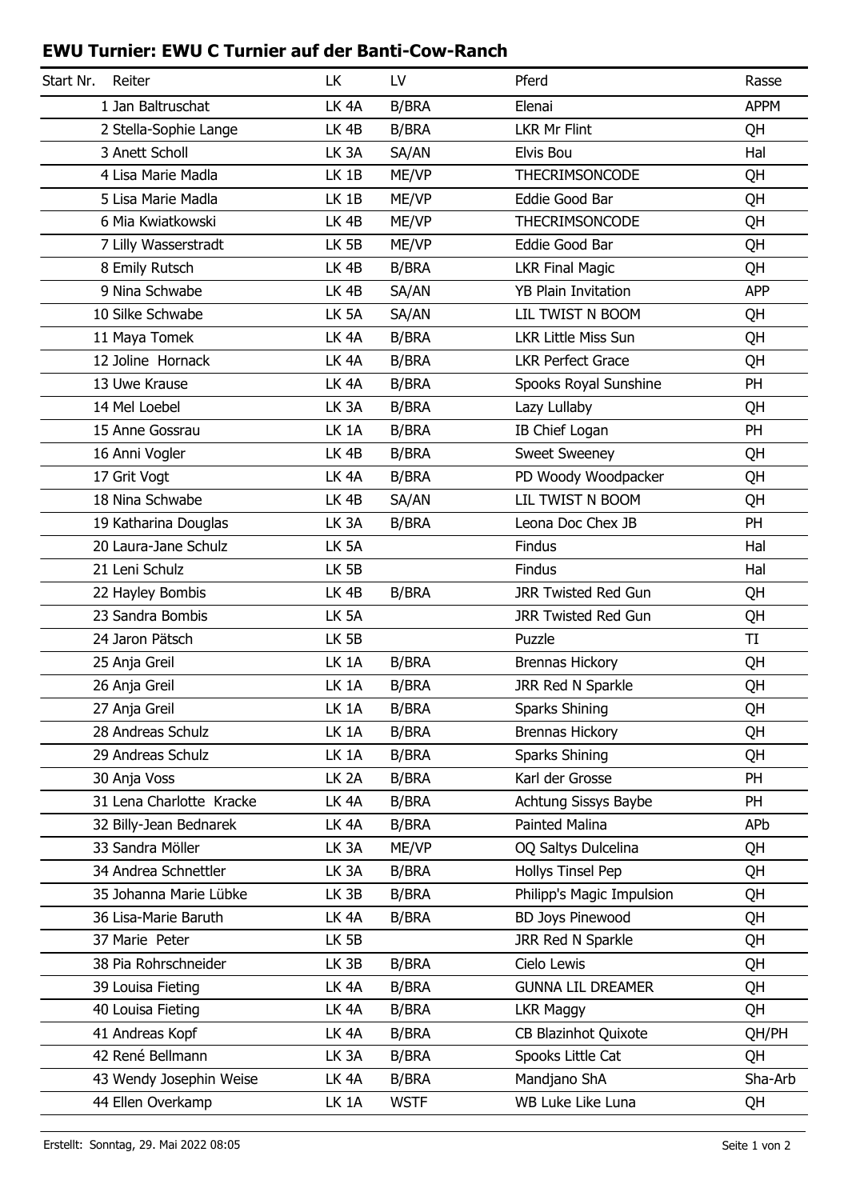## EWU Turnier: EWU C Turnier auf der Banti-Cow-Ranch

| Start Nr. | Reiter | LK | LV | Pferd | Rasse |
|---|---|---|---|---|---|
| 1 | Jan Baltruschat | LK 4A | B/BRA | Elenai | APPM |
| 2 | Stella-Sophie Lange | LK 4B | B/BRA | LKR Mr Flint | QH |
| 3 | Anett Scholl | LK 3A | SA/AN | Elvis Bou | Hal |
| 4 | Lisa Marie Madla | LK 1B | ME/VP | THECRIMSONCODE | QH |
| 5 | Lisa Marie Madla | LK 1B | ME/VP | Eddie Good Bar | QH |
| 6 | Mia Kwiatkowski | LK 4B | ME/VP | THECRIMSONCODE | QH |
| 7 | Lilly Wasserstradt | LK 5B | ME/VP | Eddie Good Bar | QH |
| 8 | Emily Rutsch | LK 4B | B/BRA | LKR Final Magic | QH |
| 9 | Nina Schwabe | LK 4B | SA/AN | YB Plain Invitation | APP |
| 10 | Silke Schwabe | LK 5A | SA/AN | LIL TWIST N BOOM | QH |
| 11 | Maya Tomek | LK 4A | B/BRA | LKR Little Miss Sun | QH |
| 12 | Joline Hornack | LK 4A | B/BRA | LKR Perfect Grace | QH |
| 13 | Uwe Krause | LK 4A | B/BRA | Spooks Royal Sunshine | PH |
| 14 | Mel Loebel | LK 3A | B/BRA | Lazy Lullaby | QH |
| 15 | Anne Gossrau | LK 1A | B/BRA | IB Chief Logan | PH |
| 16 | Anni Vogler | LK 4B | B/BRA | Sweet Sweeney | QH |
| 17 | Grit Vogt | LK 4A | B/BRA | PD Woody Woodpacker | QH |
| 18 | Nina Schwabe | LK 4B | SA/AN | LIL TWIST N BOOM | QH |
| 19 | Katharina Douglas | LK 3A | B/BRA | Leona Doc Chex JB | PH |
| 20 | Laura-Jane Schulz | LK 5A | | Findus | Hal |
| 21 | Leni Schulz | LK 5B | | Findus | Hal |
| 22 | Hayley Bombis | LK 4B | B/BRA | JRR Twisted Red Gun | QH |
| 23 | Sandra Bombis | LK 5A | | JRR Twisted Red Gun | QH |
| 24 | Jaron Pätsch | LK 5B | | Puzzle | TI |
| 25 | Anja Greil | LK 1A | B/BRA | Brennas Hickory | QH |
| 26 | Anja Greil | LK 1A | B/BRA | JRR Red N Sparkle | QH |
| 27 | Anja Greil | LK 1A | B/BRA | Sparks Shining | QH |
| 28 | Andreas Schulz | LK 1A | B/BRA | Brennas Hickory | QH |
| 29 | Andreas Schulz | LK 1A | B/BRA | Sparks Shining | QH |
| 30 | Anja Voss | LK 2A | B/BRA | Karl der Grosse | PH |
| 31 | Lena Charlotte Kracke | LK 4A | B/BRA | Achtung Sissys Baybe | PH |
| 32 | Billy-Jean Bednarek | LK 4A | B/BRA | Painted Malina | APb |
| 33 | Sandra Möller | LK 3A | ME/VP | OQ Saltys Dulcelina | QH |
| 34 | Andrea Schnettler | LK 3A | B/BRA | Hollys Tinsel Pep | QH |
| 35 | Johanna Marie Lübke | LK 3B | B/BRA | Philipp's Magic Impulsion | QH |
| 36 | Lisa-Marie Baruth | LK 4A | B/BRA | BD Joys Pinewood | QH |
| 37 | Marie Peter | LK 5B | | JRR Red N Sparkle | QH |
| 38 | Pia Rohrschneider | LK 3B | B/BRA | Cielo Lewis | QH |
| 39 | Louisa Fieting | LK 4A | B/BRA | GUNNA LIL DREAMER | QH |
| 40 | Louisa Fieting | LK 4A | B/BRA | LKR Maggy | QH |
| 41 | Andreas Kopf | LK 4A | B/BRA | CB Blazinhot Quixote | QH/PH |
| 42 | René Bellmann | LK 3A | B/BRA | Spooks Little Cat | QH |
| 43 | Wendy Josephin Weise | LK 4A | B/BRA | Mandjano ShA | Sha-Arb |
| 44 | Ellen Overkamp | LK 1A | WSTF | WB Luke Like Luna | QH |

Erstellt: Sonntag, 29. Mai 2022 08:05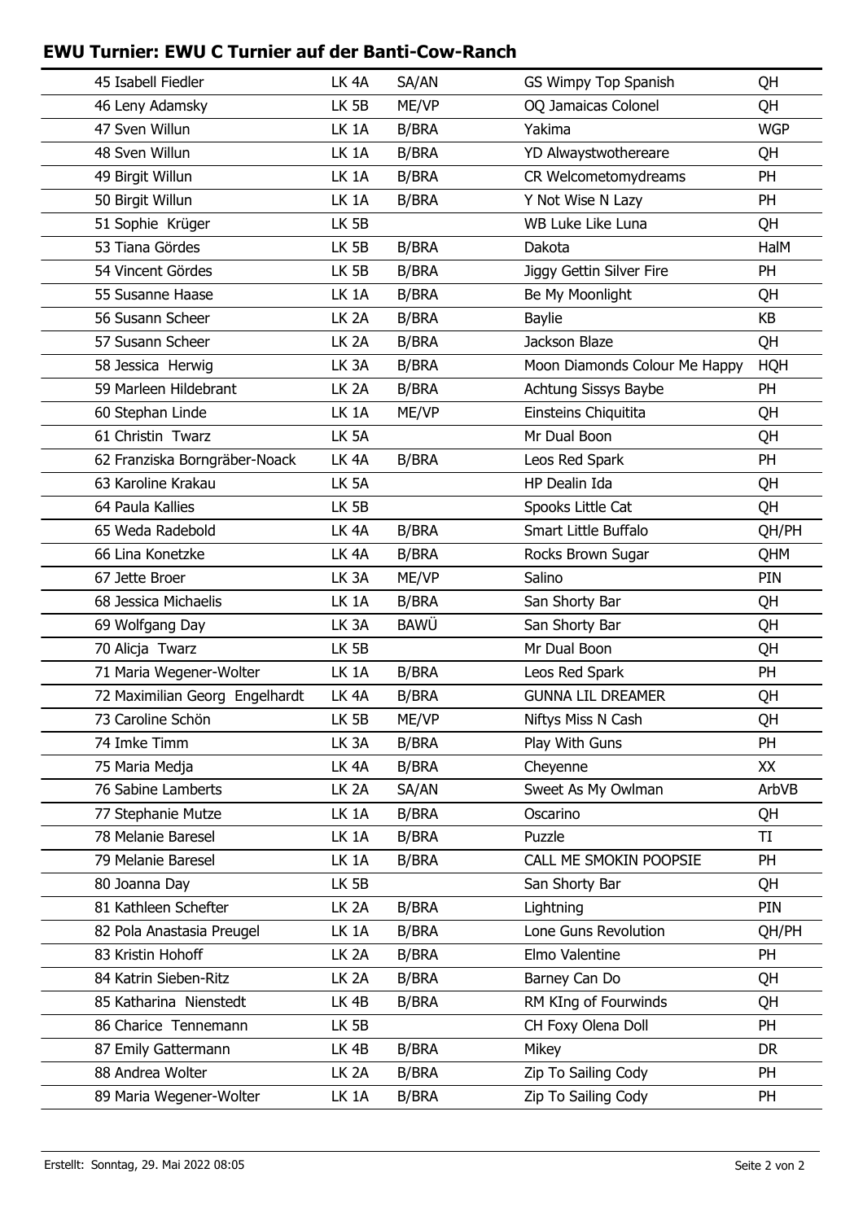## EWU Turnier: EWU C Turnier auf der Banti-Cow-Ranch

| | | | | |
|---|---|---|---|---|
| 45 Isabell Fiedler | LK 4A | SA/AN | GS Wimpy Top Spanish | QH |
| 46 Leny Adamsky | LK 5B | ME/VP | OQ Jamaicas Colonel | QH |
| 47 Sven Willun | LK 1A | B/BRA | Yakima | WGP |
| 48 Sven Willun | LK 1A | B/BRA | YD Alwaystwothereare | QH |
| 49 Birgit Willun | LK 1A | B/BRA | CR Welcometomydreams | PH |
| 50 Birgit Willun | LK 1A | B/BRA | Y Not Wise N Lazy | PH |
| 51 Sophie Krüger | LK 5B | | WB Luke Like Luna | QH |
| 53 Tiana Gördes | LK 5B | B/BRA | Dakota | HalM |
| 54 Vincent Gördes | LK 5B | B/BRA | Jiggy Gettin Silver Fire | PH |
| 55 Susanne Haase | LK 1A | B/BRA | Be My Moonlight | QH |
| 56 Susann Scheer | LK 2A | B/BRA | Baylie | KB |
| 57 Susann Scheer | LK 2A | B/BRA | Jackson Blaze | QH |
| 58 Jessica Herwig | LK 3A | B/BRA | Moon Diamonds Colour Me Happy | HQH |
| 59 Marleen Hildebrant | LK 2A | B/BRA | Achtung Sissys Baybe | PH |
| 60 Stephan Linde | LK 1A | ME/VP | Einsteins Chiquitita | QH |
| 61 Christin Twarz | LK 5A | | Mr Dual Boon | QH |
| 62 Franziska Borngräber-Noack | LK 4A | B/BRA | Leos Red Spark | PH |
| 63 Karoline Krakau | LK 5A | | HP Dealin Ida | QH |
| 64 Paula Kallies | LK 5B | | Spooks Little Cat | QH |
| 65 Weda Radebold | LK 4A | B/BRA | Smart Little Buffalo | QH/PH |
| 66 Lina Konetzke | LK 4A | B/BRA | Rocks Brown Sugar | QHM |
| 67 Jette Broer | LK 3A | ME/VP | Salino | PIN |
| 68 Jessica Michaelis | LK 1A | B/BRA | San Shorty Bar | QH |
| 69 Wolfgang Day | LK 3A | BAWÜ | San Shorty Bar | QH |
| 70 Alicja Twarz | LK 5B | | Mr Dual Boon | QH |
| 71 Maria Wegener-Wolter | LK 1A | B/BRA | Leos Red Spark | PH |
| 72 Maximilian Georg Engelhardt | LK 4A | B/BRA | GUNNA LIL DREAMER | QH |
| 73 Caroline Schön | LK 5B | ME/VP | Niftys Miss N Cash | QH |
| 74 Imke Timm | LK 3A | B/BRA | Play With Guns | PH |
| 75 Maria Medja | LK 4A | B/BRA | Cheyenne | XX |
| 76 Sabine Lamberts | LK 2A | SA/AN | Sweet As My Owlman | ArbVB |
| 77 Stephanie Mutze | LK 1A | B/BRA | Oscarino | QH |
| 78 Melanie Baresel | LK 1A | B/BRA | Puzzle | TI |
| 79 Melanie Baresel | LK 1A | B/BRA | CALL ME SMOKIN POOPSIE | PH |
| 80 Joanna Day | LK 5B | | San Shorty Bar | QH |
| 81 Kathleen Schefter | LK 2A | B/BRA | Lightning | PIN |
| 82 Pola Anastasia Preugel | LK 1A | B/BRA | Lone Guns Revolution | QH/PH |
| 83 Kristin Hohoff | LK 2A | B/BRA | Elmo Valentine | PH |
| 84 Katrin Sieben-Ritz | LK 2A | B/BRA | Barney Can Do | QH |
| 85 Katharina Nienstedt | LK 4B | B/BRA | RM KIng of Fourwinds | QH |
| 86 Charice Tennemann | LK 5B | | CH Foxy Olena Doll | PH |
| 87 Emily Gattermann | LK 4B | B/BRA | Mikey | DR |
| 88 Andrea Wolter | LK 2A | B/BRA | Zip To Sailing Cody | PH |
| 89 Maria Wegener-Wolter | LK 1A | B/BRA | Zip To Sailing Cody | PH |

Erstellt: Sonntag, 29. Mai 2022 08:05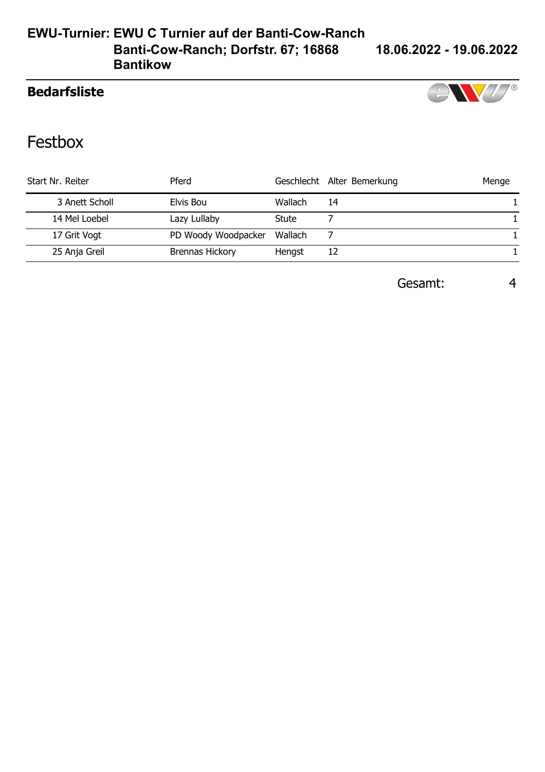**EWU-Turnier: EWU C Turnier auf der Banti-Cow-Ranch**
**Banti-Cow-Ranch; Dorfstr. 67; 16868 Bantikow** **18.06.2022 - 19.06.2022**

## Bedarfsliste

# Festbox

| Start Nr. | Reiter | Pferd | Geschlecht | Alter | Bemerkung | Menge |
|---|---|---|---|---|---|---|
| 3 | Anett Scholl | Elvis Bou | Wallach | 14 | | 1 |
| 14 | Mel Loebel | Lazy Lullaby | Stute | 7 | | 1 |
| 17 | Grit Vogt | PD Woody Woodpacker | Wallach | 7 | | 1 |
| 25 | Anja Greil | Brennas Hickory | Hengst | 12 | | 1 |

Gesamt: 4